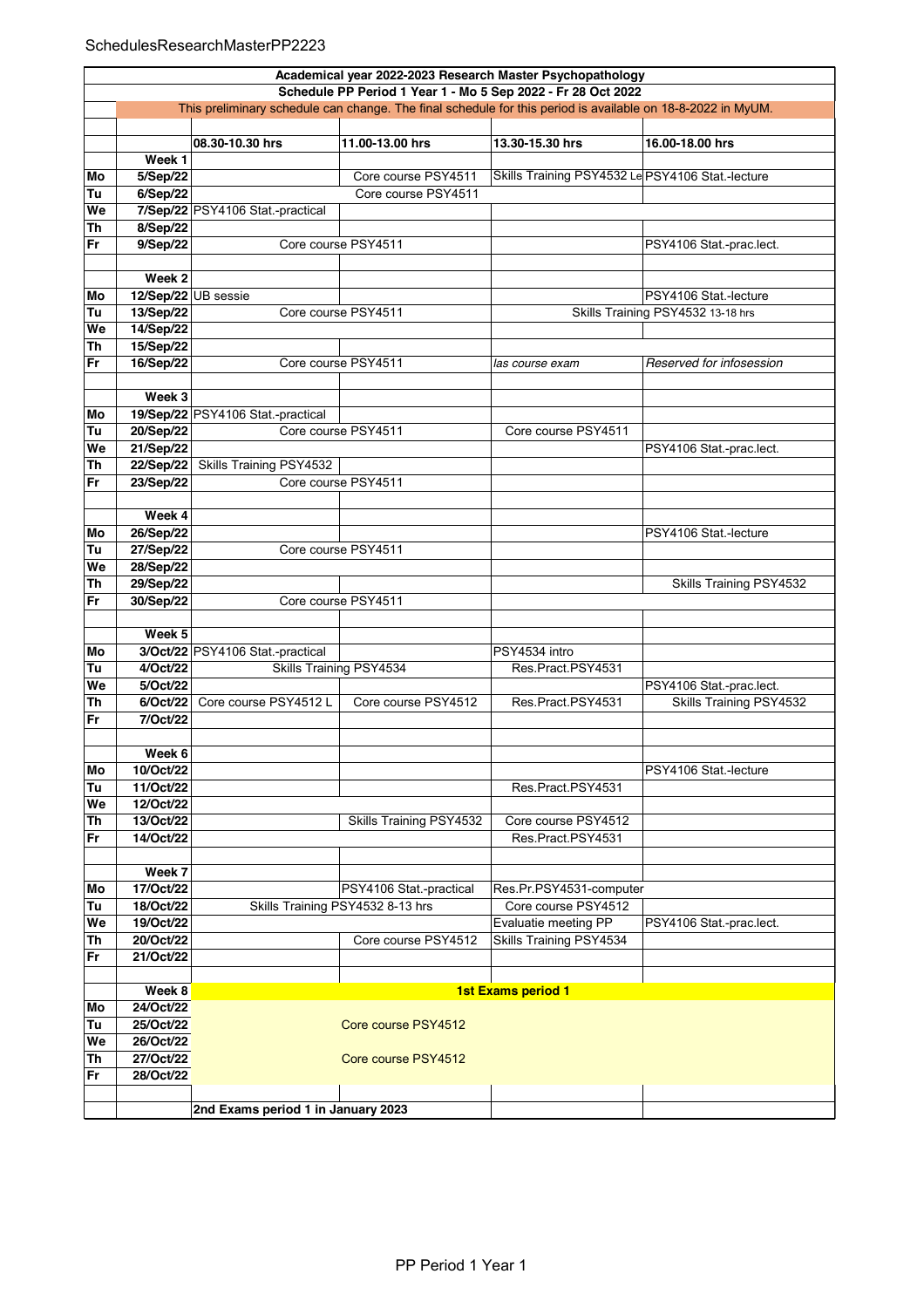SchedulesResearchMasterPP2223

| | | | | | |
|---|---|---|---|---|---|
| **Academical year 2022-2023 Research Master Psychopathology** | | | | | |
| **Schedule PP Period 1 Year 1 - Mo 5 Sep 2022 - Fr 28 Oct 2022** | | | | | |
| This preliminary schedule can change. The final schedule for this period is available on 18-8-2022 in MyUM. | | | | | |
| | | **08.30-10.30 hrs** | **11.00-13.00 hrs** | **13.30-15.30 hrs** | **16.00-18.00 hrs** |
| | **Week 1** | | | | |
| **Mo** | **5/Sep/22** | | Core course PSY4511 | Skills Training PSY4532 Le | PSY4106 Stat.-lecture |
| **Tu** | **6/Sep/22** | | Core course PSY4511 | | |
| **We** | **7/Sep/22** | PSY4106 Stat.-practical | | | |
| **Th** | **8/Sep/22** | | | | |
| **Fr** | **9/Sep/22** | Core course PSY4511 | | | PSY4106 Stat.-prac.lect. |
| | **Week 2** | | | | |
| **Mo** | **12/Sep/22** | UB sessie | | | PSY4106 Stat.-lecture |
| **Tu** | **13/Sep/22** | Core course PSY4511 | | Skills Training PSY4532 13-18 hrs | |
| **We** | **14/Sep/22** | | | | |
| **Th** | **15/Sep/22** | | | | |
| **Fr** | **16/Sep/22** | Core course PSY4511 | | *las course exam* | *Reserved for infosession* |
| | **Week 3** | | | | |
| **Mo** | **19/Sep/22** | PSY4106 Stat.-practical | | | |
| **Tu** | **20/Sep/22** | Core course PSY4511 | | Core course PSY4511 | |
| **We** | **21/Sep/22** | | | | PSY4106 Stat.-prac.lect. |
| **Th** | **22/Sep/22** | Skills Training PSY4532 | | | |
| **Fr** | **23/Sep/22** | Core course PSY4511 | | | |
| | **Week 4** | | | | |
| **Mo** | **26/Sep/22** | | | | PSY4106 Stat.-lecture |
| **Tu** | **27/Sep/22** | Core course PSY4511 | | | |
| **We** | **28/Sep/22** | | | | |
| **Th** | **29/Sep/22** | | | | Skills Training PSY4532 |
| **Fr** | **30/Sep/22** | Core course PSY4511 | | | |
| | **Week 5** | | | | |
| **Mo** | **3/Oct/22** | PSY4106 Stat.-practical | | PSY4534 intro | |
| **Tu** | **4/Oct/22** | Skills Training PSY4534 | | Res.Pract.PSY4531 | |
| **We** | **5/Oct/22** | | | | PSY4106 Stat.-prac.lect. |
| **Th** | **6/Oct/22** | Core course PSY4512 L | Core course PSY4512 | Res.Pract.PSY4531 | Skills Training PSY4532 |
| **Fr** | **7/Oct/22** | | | | |
| | **Week 6** | | | | |
| **Mo** | **10/Oct/22** | | | | PSY4106 Stat.-lecture |
| **Tu** | **11/Oct/22** | | | Res.Pract.PSY4531 | |
| **We** | **12/Oct/22** | | | | |
| **Th** | **13/Oct/22** | | Skills Training PSY4532 | Core course PSY4512 | |
| **Fr** | **14/Oct/22** | | | Res.Pract.PSY4531 | |
| | **Week 7** | | | | |
| **Mo** | **17/Oct/22** | | PSY4106 Stat.-practical | Res.Pr.PSY4531-computer | |
| **Tu** | **18/Oct/22** | Skills Training PSY4532 8-13 hrs | | Core course PSY4512 | |
| **We** | **19/Oct/22** | | | Evaluatie meeting PP | PSY4106 Stat.-prac.lect. |
| **Th** | **20/Oct/22** | | Core course PSY4512 | Skills Training PSY4534 | |
| **Fr** | **21/Oct/22** | | | | |
| | **Week 8** | **1st Exams period 1** | | | |
| **Mo** | **24/Oct/22** | | | | |
| **Tu** | **25/Oct/22** | | Core course PSY4512 | | |
| **We** | **26/Oct/22** | | | | |
| **Th** | **27/Oct/22** | | Core course PSY4512 | | |
| **Fr** | **28/Oct/22** | | | | |
| | | **2nd Exams period 1 in January 2023** | | | |

PP Period 1 Year 1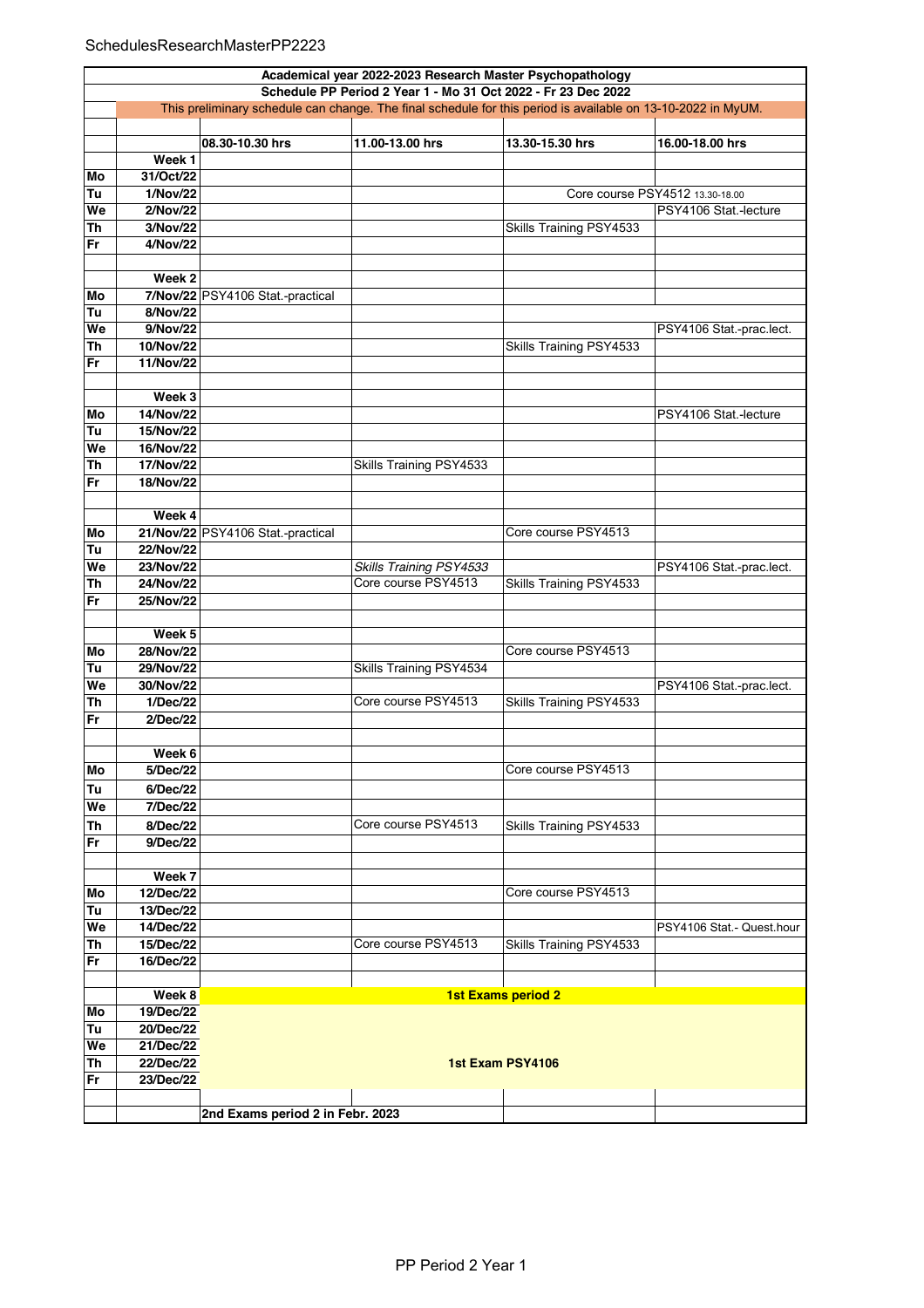| | | Academical year 2022-2023 Research Master Psychopathology | | | |
|---|---|---|---|---|---|
| | | Schedule PP Period 2 Year 1 - Mo 31 Oct 2022 - Fr 23 Dec 2022 | | | |
| | This preliminary schedule can change. The final schedule for this period is available on 13-10-2022 in MyUM. | | | | |
| | | **08.30-10.30 hrs** | **11.00-13.00 hrs** | **13.30-15.30 hrs** | **16.00-18.00 hrs** |
| | **Week 1** | | | | |
| **Mo** | **31/Oct/22** | | | | |
| **Tu** | **1/Nov/22** | | | Core course PSY4512 13.30-18.00 | |
| **We** | **2/Nov/22** | | | | PSY4106 Stat.-lecture |
| **Th** | **3/Nov/22** | | | Skills Training PSY4533 | |
| **Fr** | **4/Nov/22** | | | | |
| | **Week 2** | | | | |
| **Mo** | **7/Nov/22** | PSY4106 Stat.-practical | | | |
| **Tu** | **8/Nov/22** | | | | |
| **We** | **9/Nov/22** | | | | PSY4106 Stat.-prac.lect. |
| **Th** | **10/Nov/22** | | | Skills Training PSY4533 | |
| **Fr** | **11/Nov/22** | | | | |
| | **Week 3** | | | | |
| **Mo** | **14/Nov/22** | | | | PSY4106 Stat.-lecture |
| **Tu** | **15/Nov/22** | | | | |
| **We** | **16/Nov/22** | | | | |
| **Th** | **17/Nov/22** | | Skills Training PSY4533 | | |
| **Fr** | **18/Nov/22** | | | | |
| | **Week 4** | | | | |
| **Mo** | **21/Nov/22** | PSY4106 Stat.-practical | | Core course PSY4513 | |
| **Tu** | **22/Nov/22** | | | | |
| **We** | **23/Nov/22** | | *Skills Training PSY4533* | | PSY4106 Stat.-prac.lect. |
| **Th** | **24/Nov/22** | | Core course PSY4513 | Skills Training PSY4533 | |
| **Fr** | **25/Nov/22** | | | | |
| | **Week 5** | | | | |
| **Mo** | **28/Nov/22** | | | Core course PSY4513 | |
| **Tu** | **29/Nov/22** | | Skills Training PSY4534 | | |
| **We** | **30/Nov/22** | | | | PSY4106 Stat.-prac.lect. |
| **Th** | **1/Dec/22** | | Core course PSY4513 | Skills Training PSY4533 | |
| **Fr** | **2/Dec/22** | | | | |
| | **Week 6** | | | | |
| **Mo** | **5/Dec/22** | | | Core course PSY4513 | |
| **Tu** | **6/Dec/22** | | | | |
| **We** | **7/Dec/22** | | | | |
| **Th** | **8/Dec/22** | | Core course PSY4513 | Skills Training PSY4533 | |
| **Fr** | **9/Dec/22** | | | | |
| | **Week 7** | | | | |
| **Mo** | **12/Dec/22** | | | Core course PSY4513 | |
| **Tu** | **13/Dec/22** | | | | |
| **We** | **14/Dec/22** | | | | PSY4106 Stat.- Quest.hour |
| **Th** | **15/Dec/22** | | Core course PSY4513 | Skills Training PSY4533 | |
| **Fr** | **16/Dec/22** | | | | |
| | **Week 8** | **1st Exams period 2** | | | |
| **Mo** | **19/Dec/22** | | | | |
| **Tu** | **20/Dec/22** | | | | |
| **We** | **21/Dec/22** | | | | |
| **Th** | **22/Dec/22** | **1st Exam PSY4106** | | | |
| **Fr** | **23/Dec/22** | | | | |
| | | **2nd Exams period 2 in Febr. 2023** | | | |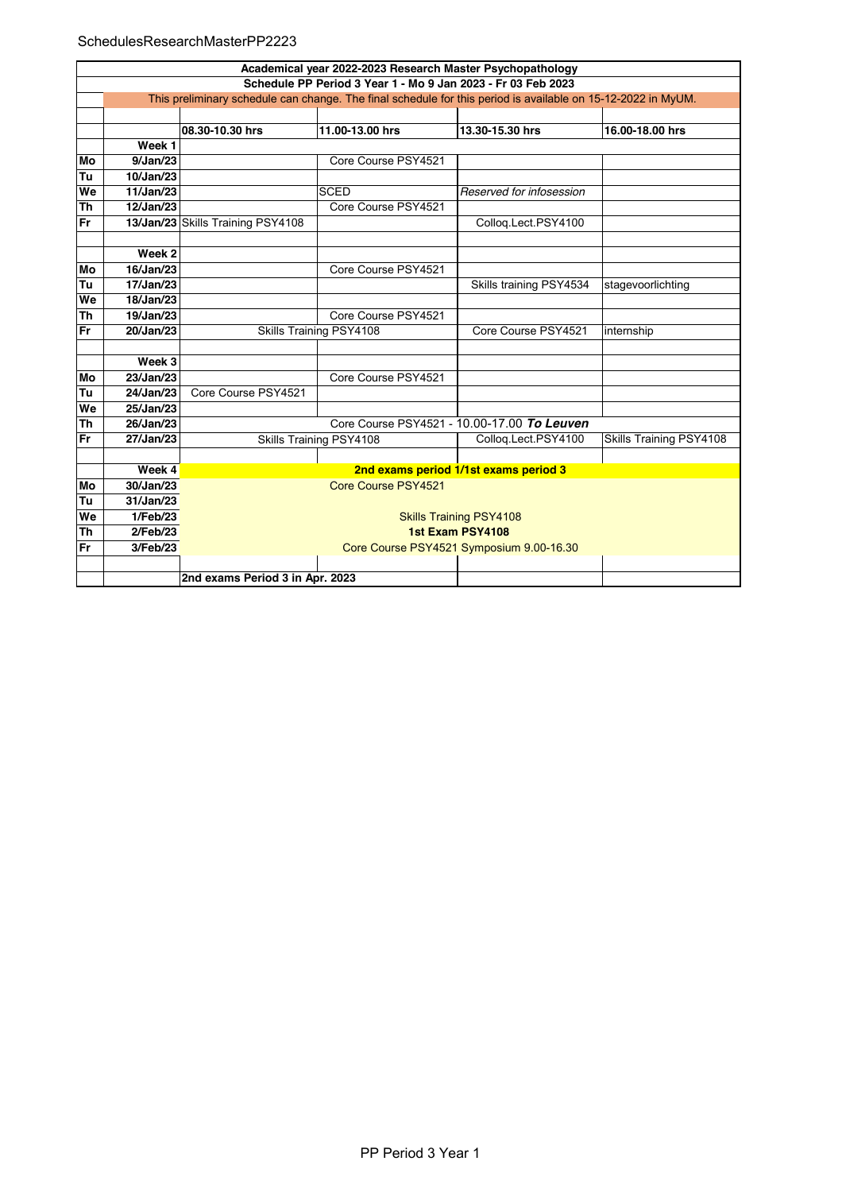| Academical year 2022-2023 Research Master Psychopathology | | | | | |
|---|---|---|---|---|---|
| **Schedule PP Period 3 Year 1 - Mo 9 Jan 2023 - Fr 03 Feb 2023** | | | | | |
| This preliminary schedule can change. The final schedule for this period is available on 15-12-2022 in MyUM. | | | | | |
| | | **08.30-10.30 hrs** | **11.00-13.00 hrs** | **13.30-15.30 hrs** | **16.00-18.00 hrs** |
| | **Week 1** | | | | |
| **Mo** | **9/Jan/23** | | Core Course PSY4521 | | |
| **Tu** | **10/Jan/23** | | | | |
| **We** | **11/Jan/23** | | SCED | *Reserved for infosession* | |
| **Th** | **12/Jan/23** | | Core Course PSY4521 | | |
| **Fr** | **13/Jan/23** | Skills Training PSY4108 | | Colloq.Lect.PSY4100 | |
| | | | | | |
| | **Week 2** | | | | |
| **Mo** | **16/Jan/23** | | Core Course PSY4521 | | |
| **Tu** | **17/Jan/23** | | | Skills training PSY4534 | stagevoorlichting |
| **We** | **18/Jan/23** | | | | |
| **Th** | **19/Jan/23** | | Core Course PSY4521 | | |
| **Fr** | **20/Jan/23** | Skills Training PSY4108 | | Core Course PSY4521 | internship |
| | | | | | |
| | **Week 3** | | | | |
| **Mo** | **23/Jan/23** | | Core Course PSY4521 | | |
| **Tu** | **24/Jan/23** | Core Course PSY4521 | | | |
| **We** | **25/Jan/23** | | | | |
| **Th** | **26/Jan/23** | Core Course PSY4521 - 10.00-17.00 ***To Leuven*** | | | |
| **Fr** | **27/Jan/23** | Skills Training PSY4108 | | Colloq.Lect.PSY4100 | Skills Training PSY4108 |
| | | | | | |
| | **Week 4** | **2nd exams period 1/1st exams period 3** | | | |
| **Mo** | **30/Jan/23** | Core Course PSY4521 | | | |
| **Tu** | **31/Jan/23** | | | | |
| **We** | **1/Feb/23** | Skills Training PSY4108 | | | |
| **Th** | **2/Feb/23** | **1st Exam PSY4108** | | | |
| **Fr** | **3/Feb/23** | Core Course PSY4521 Symposium 9.00-16.30 | | | |
| | | | | | |
| | | **2nd exams Period 3 in Apr. 2023** | | | |

PP Period 3 Year 1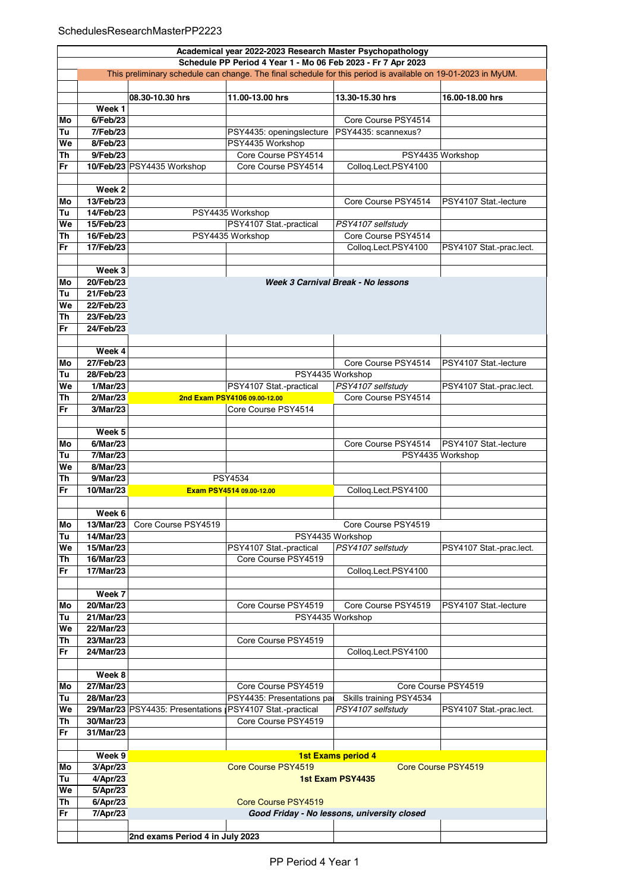SchedulesResearchMasterPP2223

| | | 08.30-10.30 hrs | 11.00-13.00 hrs | 13.30-15.30 hrs | 16.00-18.00 hrs |
|---|---|---|---|---|---|
| **Academical year 2022-2023 Research Master Psychopathology** | | | | | |
| **Schedule PP Period 4 Year 1 - Mo 06 Feb 2023 - Fr 7 Apr 2023** | | | | | |
| This preliminary schedule can change. The final schedule for this period is available on 19-01-2023 in MyUM. | | | | | |
| | **Week 1** | | | | |
| **Mo** | **6/Feb/23** | | | Core Course PSY4514 | |
| **Tu** | **7/Feb/23** | | PSY4435: openingslecture | PSY4435: scannexus? | |
| **We** | **8/Feb/23** | | PSY4435 Workshop | | |
| **Th** | **9/Feb/23** | | Core Course PSY4514 | PSY4435 Workshop | |
| **Fr** | **10/Feb/23** | PSY4435 Workshop | Core Course PSY4514 | Colloq.Lect.PSY4100 | |
| | **Week 2** | | | | |
| **Mo** | **13/Feb/23** | | | Core Course PSY4514 | PSY4107 Stat.-lecture |
| **Tu** | **14/Feb/23** | PSY4435 Workshop | | | |
| **We** | **15/Feb/23** | | PSY4107 Stat.-practical | *PSY4107 selfstudy* | |
| **Th** | **16/Feb/23** | PSY4435 Workshop | | Core Course PSY4514 | |
| **Fr** | **17/Feb/23** | | | Colloq.Lect.PSY4100 | PSY4107 Stat.-prac.lect. |
| | **Week 3** | | | | |
| **Mo** | **20/Feb/23** | ***Week 3 Carnival Break - No lessons*** | | | |
| **Tu** | **21/Feb/23** | | | | |
| **We** | **22/Feb/23** | | | | |
| **Th** | **23/Feb/23** | | | | |
| **Fr** | **24/Feb/23** | | | | |
| | **Week 4** | | | | |
| **Mo** | **27/Feb/23** | | | Core Course PSY4514 | PSY4107 Stat.-lecture |
| **Tu** | **28/Feb/23** | | PSY4435 Workshop | | |
| **We** | **1/Mar/23** | | PSY4107 Stat.-practical | *PSY4107 selfstudy* | PSY4107 Stat.-prac.lect. |
| **Th** | **2/Mar/23** | **2nd Exam PSY4106 09.00-12.00** | | Core Course PSY4514 | |
| **Fr** | **3/Mar/23** | | Core Course PSY4514 | | |
| | **Week 5** | | | | |
| **Mo** | **6/Mar/23** | | | Core Course PSY4514 | PSY4107 Stat.-lecture |
| **Tu** | **7/Mar/23** | | | PSY4435 Workshop | |
| **We** | **8/Mar/23** | | | | |
| **Th** | **9/Mar/23** | PSY4534 | | | |
| **Fr** | **10/Mar/23** | **Exam PSY4514 09.00-12.00** | | Colloq.Lect.PSY4100 | |
| | **Week 6** | | | | |
| **Mo** | **13/Mar/23** | Core Course PSY4519 | Core Course PSY4519 | | |
| **Tu** | **14/Mar/23** | | PSY4435 Workshop | | |
| **We** | **15/Mar/23** | | PSY4107 Stat.-practical | *PSY4107 selfstudy* | PSY4107 Stat.-prac.lect. |
| **Th** | **16/Mar/23** | | Core Course PSY4519 | | |
| **Fr** | **17/Mar/23** | | | Colloq.Lect.PSY4100 | |
| | **Week 7** | | | | |
| **Mo** | **20/Mar/23** | | Core Course PSY4519 | Core Course PSY4519 | PSY4107 Stat.-lecture |
| **Tu** | **21/Mar/23** | | PSY4435 Workshop | | |
| **We** | **22/Mar/23** | | | | |
| **Th** | **23/Mar/23** | | Core Course PSY4519 | | |
| **Fr** | **24/Mar/23** | | | Colloq.Lect.PSY4100 | |
| | **Week 8** | | | | |
| **Mo** | **27/Mar/23** | | Core Course PSY4519 | Core Course PSY4519 | |
| **Tu** | **28/Mar/23** | | PSY4435: Presentations pa | Skills training PSY4534 | |
| **We** | **29/Mar/23** | PSY4435: Presentations | PSY4107 Stat.-practical | *PSY4107 selfstudy* | PSY4107 Stat.-prac.lect. |
| **Th** | **30/Mar/23** | | Core Course PSY4519 | | |
| **Fr** | **31/Mar/23** | | | | |
| | **Week 9** | **1st Exams period 4** | | | |
| **Mo** | **3/Apr/23** | Core Course PSY4519 | | Core Course PSY4519 | |
| **Tu** | **4/Apr/23** | **1st Exam PSY4435** | | | |
| **We** | **5/Apr/23** | | | | |
| **Th** | **6/Apr/23** | | Core Course PSY4519 | | |
| **Fr** | **7/Apr/23** | ***Good Friday - No lessons, university closed*** | | | |
| | | **2nd exams Period 4 in July 2023** | | | |

PP Period 4 Year 1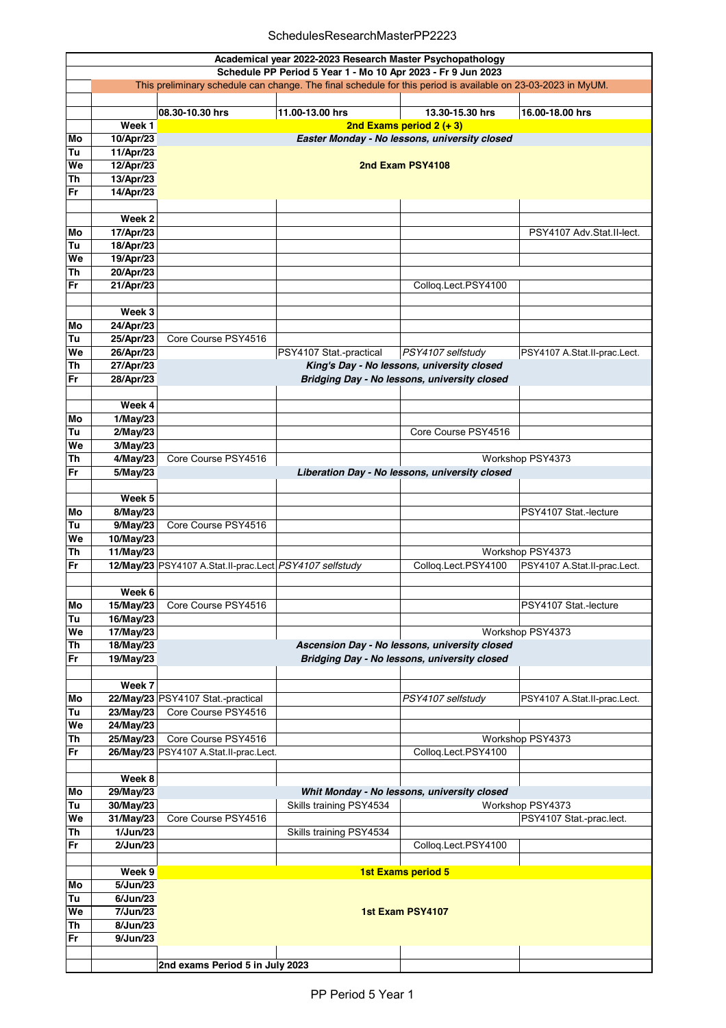| | | 08.30-10.30 hrs | 11.00-13.00 hrs | 13.30-15.30 hrs | 16.00-18.00 hrs |
|---|---|---|---|---|---|
| **Academical year 2022-2023 Research Master Psychopathology** | | | | | |
| **Schedule PP Period 5 Year 1 - Mo 10 Apr 2023 - Fr 9 Jun 2023** | | | | | |
| This preliminary schedule can change. The final schedule for this period is available on 23-03-2023 in MyUM. | | | | | |
| | **Week 1** | **2nd Exams period 2 (+ 3)** | | | |
| **Mo** | **10/Apr/23** | ***Easter Monday - No lessons, university closed*** | | | |
| **Tu** | **11/Apr/23** | **2nd Exam PSY4108** | | | |
| **We** | **12/Apr/23** | **2nd Exam PSY4108** | | | |
| **Th** | **13/Apr/23** | **2nd Exam PSY4108** | | | |
| **Fr** | **14/Apr/23** | **2nd Exam PSY4108** | | | |
| | **Week 2** | | | | |
| **Mo** | **17/Apr/23** | | | | PSY4107 Adv.Stat.II-lect. |
| **Tu** | **18/Apr/23** | | | | |
| **We** | **19/Apr/23** | | | | |
| **Th** | **20/Apr/23** | | | | |
| **Fr** | **21/Apr/23** | | | Colloq.Lect.PSY4100 | |
| | **Week 3** | | | | |
| **Mo** | **24/Apr/23** | | | | |
| **Tu** | **25/Apr/23** | Core Course PSY4516 | | | |
| **We** | **26/Apr/23** | | PSY4107 Stat.-practical | *PSY4107 selfstudy* | PSY4107 A.Stat.II-prac.Lect. |
| **Th** | **27/Apr/23** | ***King's Day - No lessons, university closed*** | | | |
| **Fr** | **28/Apr/23** | ***Bridging Day - No lessons, university closed*** | | | |
| | **Week 4** | | | | |
| **Mo** | **1/May/23** | | | | |
| **Tu** | **2/May/23** | | | Core Course PSY4516 | |
| **We** | **3/May/23** | | | | |
| **Th** | **4/May/23** | Core Course PSY4516 | | Workshop PSY4373 | Workshop PSY4373 |
| **Fr** | **5/May/23** | ***Liberation Day - No lessons, university closed*** | | | |
| | **Week 5** | | | | |
| **Mo** | **8/May/23** | | | | PSY4107 Stat.-lecture |
| **Tu** | **9/May/23** | Core Course PSY4516 | | | |
| **We** | **10/May/23** | | | | |
| **Th** | **11/May/23** | | | Workshop PSY4373 | Workshop PSY4373 |
| **Fr** | **12/May/23** | PSY4107 A.Stat.II-prac.Lect | *PSY4107 selfstudy* | Colloq.Lect.PSY4100 | PSY4107 A.Stat.II-prac.Lect. |
| | **Week 6** | | | | |
| **Mo** | **15/May/23** | Core Course PSY4516 | | | PSY4107 Stat.-lecture |
| **Tu** | **16/May/23** | | | | |
| **We** | **17/May/23** | | | Workshop PSY4373 | Workshop PSY4373 |
| **Th** | **18/May/23** | ***Ascension Day - No lessons, university closed*** | | | |
| **Fr** | **19/May/23** | ***Bridging Day - No lessons, university closed*** | | | |
| | **Week 7** | | | | |
| **Mo** | **22/May/23** | PSY4107 Stat.-practical | | *PSY4107 selfstudy* | PSY4107 A.Stat.II-prac.Lect. |
| **Tu** | **23/May/23** | Core Course PSY4516 | | | |
| **We** | **24/May/23** | | | | |
| **Th** | **25/May/23** | Core Course PSY4516 | | Workshop PSY4373 | Workshop PSY4373 |
| **Fr** | **26/May/23** | PSY4107 A.Stat.II-prac.Lect. | | Colloq.Lect.PSY4100 | |
| | **Week 8** | | | | |
| **Mo** | **29/May/23** | ***Whit Monday - No lessons, university closed*** | | | |
| **Tu** | **30/May/23** | | Skills training PSY4534 | Workshop PSY4373 | Workshop PSY4373 |
| **We** | **31/May/23** | Core Course PSY4516 | | | PSY4107 Stat.-prac.lect. |
| **Th** | **1/Jun/23** | | Skills training PSY4534 | | |
| **Fr** | **2/Jun/23** | | | Colloq.Lect.PSY4100 | |
| | **Week 9** | **1st Exams period 5** | | | |
| **Mo** | **5/Jun/23** | **1st Exam PSY4107** | | | |
| **Tu** | **6/Jun/23** | **1st Exam PSY4107** | | | |
| **We** | **7/Jun/23** | **1st Exam PSY4107** | | | |
| **Th** | **8/Jun/23** | **1st Exam PSY4107** | | | |
| **Fr** | **9/Jun/23** | **1st Exam PSY4107** | | | |
| | | **2nd exams Period 5 in July 2023** | | | |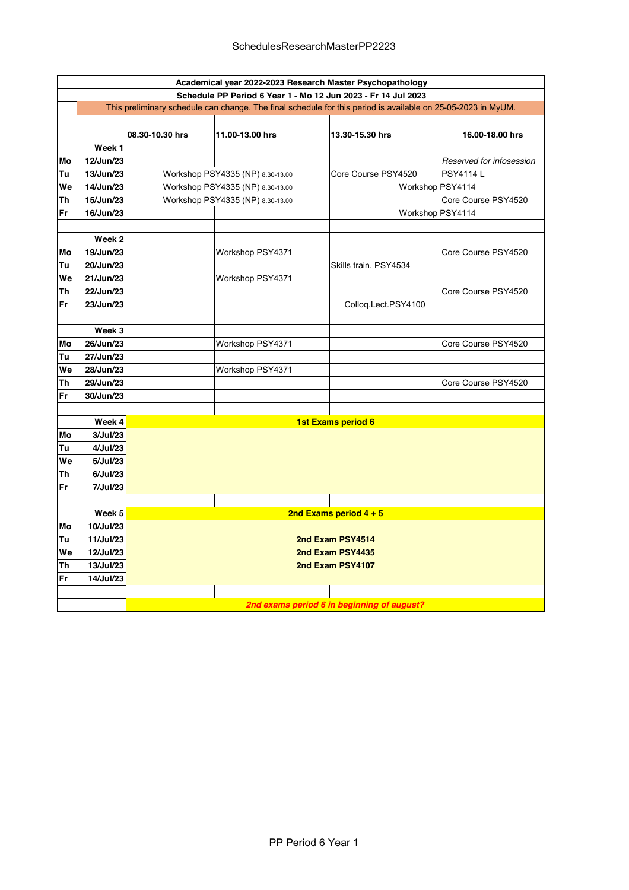| | | | | | |
|---|---|---|---|---|---|
| **Academical year 2022-2023 Research Master Psychopathology** | | | | | |
| **Schedule PP Period 6 Year 1 - Mo 12 Jun 2023 - Fr 14 Jul 2023** | | | | | |
| | This preliminary schedule can change. The final schedule for this period is available on 25-05-2023 in MyUM. | | | | |
| | | | | | |
| | | **08.30-10.30 hrs** | **11.00-13.00 hrs** | **13.30-15.30 hrs** | **16.00-18.00 hrs** |
| | **Week 1** | | | | |
| **Mo** | **12/Jun/23** | | | | *Reserved for infosession* |
| **Tu** | **13/Jun/23** | Workshop PSY4335 (NP) 8.30-13.00 | | Core Course PSY4520 | PSY4114 L |
| **We** | **14/Jun/23** | Workshop PSY4335 (NP) 8.30-13.00 | | Workshop PSY4114 | |
| **Th** | **15/Jun/23** | Workshop PSY4335 (NP) 8.30-13.00 | | | Core Course PSY4520 |
| **Fr** | **16/Jun/23** | | | Workshop PSY4114 | |
| | | | | | |
| | **Week 2** | | | | |
| **Mo** | **19/Jun/23** | | Workshop PSY4371 | | Core Course PSY4520 |
| **Tu** | **20/Jun/23** | | | Skills train. PSY4534 | |
| **We** | **21/Jun/23** | | Workshop PSY4371 | | |
| **Th** | **22/Jun/23** | | | | Core Course PSY4520 |
| **Fr** | **23/Jun/23** | | | Colloq.Lect.PSY4100 | |
| | | | | | |
| | **Week 3** | | | | |
| **Mo** | **26/Jun/23** | | Workshop PSY4371 | | Core Course PSY4520 |
| **Tu** | **27/Jun/23** | | | | |
| **We** | **28/Jun/23** | | Workshop PSY4371 | | |
| **Th** | **29/Jun/23** | | | | Core Course PSY4520 |
| **Fr** | **30/Jun/23** | | | | |
| | | | | | |
| | **Week 4** | **1st Exams period 6** | | | |
| **Mo** | **3/Jul/23** | | | | |
| **Tu** | **4/Jul/23** | | | | |
| **We** | **5/Jul/23** | | | | |
| **Th** | **6/Jul/23** | | | | |
| **Fr** | **7/Jul/23** | | | | |
| | | | | | |
| | **Week 5** | **2nd Exams period 4 + 5** | | | |
| **Mo** | **10/Jul/23** | | | | |
| **Tu** | **11/Jul/23** | **2nd Exam PSY4514** | | | |
| **We** | **12/Jul/23** | **2nd Exam PSY4435** | | | |
| **Th** | **13/Jul/23** | **2nd Exam PSY4107** | | | |
| **Fr** | **14/Jul/23** | | | | |
| | | | | | |
| | | ***2nd exams period 6 in beginning of august?*** | | | |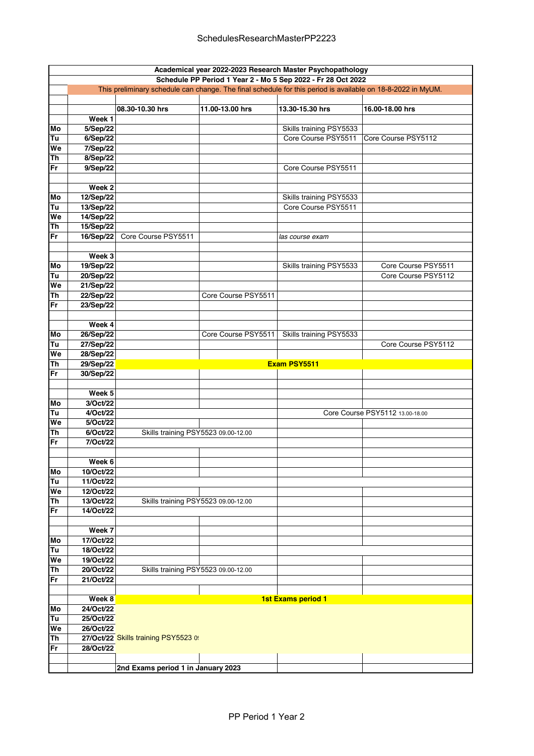| | | | | | |
|---|---|---|---|---|---|
| **Academical year 2022-2023 Research Master Psychopathology** | | | | | |
| **Schedule PP Period 1 Year 2 - Mo 5 Sep 2022 - Fr 28 Oct 2022** | | | | | |
| This preliminary schedule can change. The final schedule for this period is available on 18-8-2022 in MyUM. | | | | | |
| | | **08.30-10.30 hrs** | **11.00-13.00 hrs** | **13.30-15.30 hrs** | **16.00-18.00 hrs** |
| | **Week 1** | | | | |
| **Mo** | **5/Sep/22** | | | Skills training PSY5533 | |
| **Tu** | **6/Sep/22** | | | Core Course PSY5511 | Core Course PSY5112 |
| **We** | **7/Sep/22** | | | | |
| **Th** | **8/Sep/22** | | | | |
| **Fr** | **9/Sep/22** | | | Core Course PSY5511 | |
| | | | | | |
| | **Week 2** | | | | |
| **Mo** | **12/Sep/22** | | | Skills training PSY5533 | |
| **Tu** | **13/Sep/22** | | | Core Course PSY5511 | |
| **We** | **14/Sep/22** | | | | |
| **Th** | **15/Sep/22** | | | | |
| **Fr** | **16/Sep/22** | Core Course PSY5511 | | *las course exam* | |
| | | | | | |
| | **Week 3** | | | | |
| **Mo** | **19/Sep/22** | | | Skills training PSY5533 | Core Course PSY5511 |
| **Tu** | **20/Sep/22** | | | | Core Course PSY5112 |
| **We** | **21/Sep/22** | | | | |
| **Th** | **22/Sep/22** | | Core Course PSY5511 | | |
| **Fr** | **23/Sep/22** | | | | |
| | | | | | |
| | **Week 4** | | | | |
| **Mo** | **26/Sep/22** | | Core Course PSY5511 | Skills training PSY5533 | |
| **Tu** | **27/Sep/22** | | | | Core Course PSY5112 |
| **We** | **28/Sep/22** | | | | |
| **Th** | **29/Sep/22** | **Exam PSY5511** | | | |
| **Fr** | **30/Sep/22** | | | | |
| | | | | | |
| | **Week 5** | | | | |
| **Mo** | **3/Oct/22** | | | | |
| **Tu** | **4/Oct/22** | | | Core Course PSY5112 13.00-18.00 | |
| **We** | **5/Oct/22** | | | | |
| **Th** | **6/Oct/22** | Skills training PSY5523 09.00-12.00 | | | |
| **Fr** | **7/Oct/22** | | | | |
| | | | | | |
| | **Week 6** | | | | |
| **Mo** | **10/Oct/22** | | | | |
| **Tu** | **11/Oct/22** | | | | |
| **We** | **12/Oct/22** | | | | |
| **Th** | **13/Oct/22** | Skills training PSY5523 09.00-12.00 | | | |
| **Fr** | **14/Oct/22** | | | | |
| | | | | | |
| | **Week 7** | | | | |
| **Mo** | **17/Oct/22** | | | | |
| **Tu** | **18/Oct/22** | | | | |
| **We** | **19/Oct/22** | | | | |
| **Th** | **20/Oct/22** | Skills training PSY5523 09.00-12.00 | | | |
| **Fr** | **21/Oct/22** | | | | |
| | | | | | |
| | **Week 8** | **1st Exams period 1** | | | |
| **Mo** | **24/Oct/22** | | | | |
| **Tu** | **25/Oct/22** | | | | |
| **We** | **26/Oct/22** | | | | |
| **Th** | **27/Oct/22** | Skills training PSY5523 0 | | | |
| **Fr** | **28/Oct/22** | | | | |
| | | | | | |
| | | **2nd Exams period 1 in January 2023** | | | |